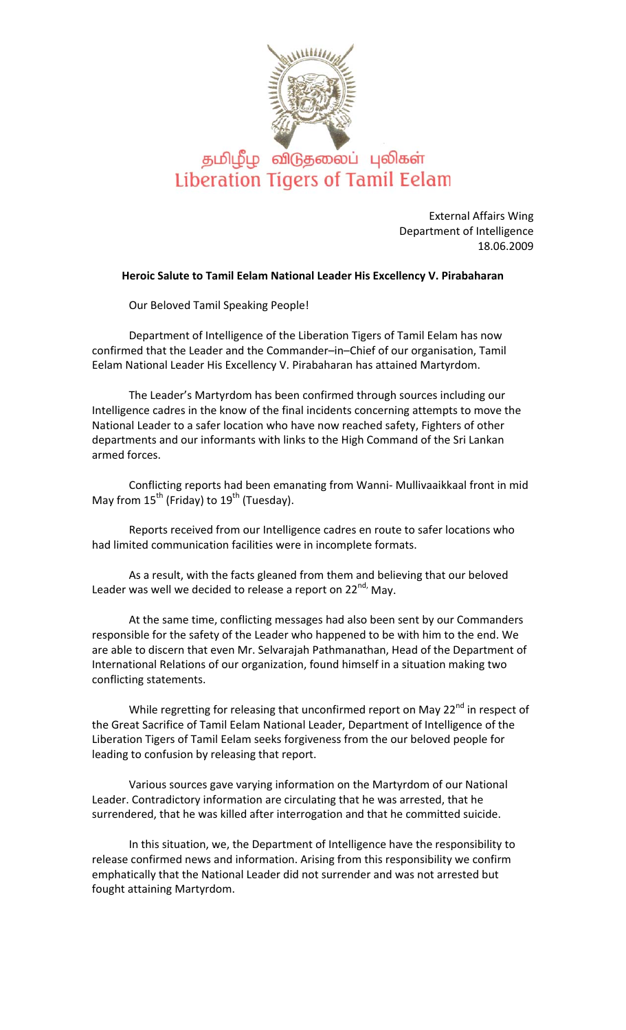தமிழீழ விடுதலைப் புலிகள்
Liberation Tigers of Tamil Eelam

External Affairs Wing
Department of Intelligence
18.06.2009

**Heroic Salute to Tamil Eelam National Leader His Excellency V. Pirabaharan**

Our Beloved Tamil Speaking People!

Department of Intelligence of the Liberation Tigers of Tamil Eelam has now confirmed that the Leader and the Commander–in–Chief of our organisation, Tamil Eelam National Leader His Excellency V. Pirabaharan has attained Martyrdom.

The Leader's Martyrdom has been confirmed through sources including our Intelligence cadres in the know of the final incidents concerning attempts to move the National Leader to a safer location who have now reached safety, Fighters of other departments and our informants with links to the High Command of the Sri Lankan armed forces.

Conflicting reports had been emanating from Wanni- Mullivaaikkaal front in mid May from 15th (Friday) to 19th (Tuesday).

Reports received from our Intelligence cadres en route to safer locations who had limited communication facilities were in incomplete formats.

As a result, with the facts gleaned from them and believing that our beloved Leader was well we decided to release a report on 22nd, May.

At the same time, conflicting messages had also been sent by our Commanders responsible for the safety of the Leader who happened to be with him to the end. We are able to discern that even Mr. Selvarajah Pathmanathan, Head of the Department of International Relations of our organization, found himself in a situation making two conflicting statements.

While regretting for releasing that unconfirmed report on May 22nd in respect of the Great Sacrifice of Tamil Eelam National Leader, Department of Intelligence of the Liberation Tigers of Tamil Eelam seeks forgiveness from the our beloved people for leading to confusion by releasing that report.

Various sources gave varying information on the Martyrdom of our National Leader. Contradictory information are circulating that he was arrested, that he surrendered, that he was killed after interrogation and that he committed suicide.

In this situation, we, the Department of Intelligence have the responsibility to release confirmed news and information. Arising from this responsibility we confirm emphatically that the National Leader did not surrender and was not arrested but fought attaining Martyrdom.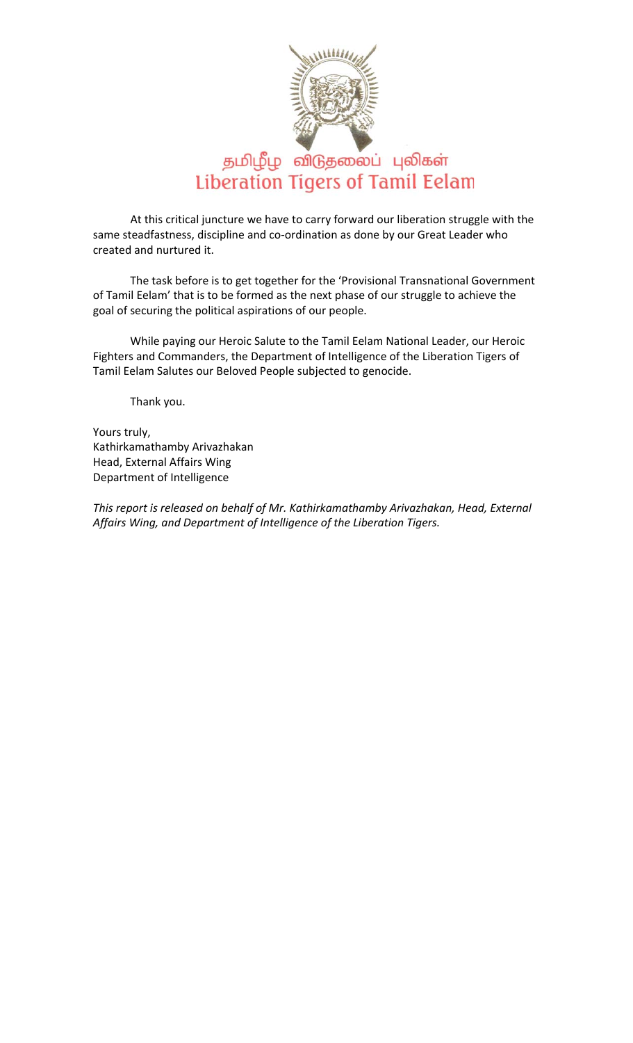தமிழீழ விடுதலைப் புலிகள்
Liberation Tigers of Tamil Eelam

At this critical juncture we have to carry forward our liberation struggle with the same steadfastness, discipline and co-ordination as done by our Great Leader who created and nurtured it.

The task before is to get together for the 'Provisional Transnational Government of Tamil Eelam' that is to be formed as the next phase of our struggle to achieve the goal of securing the political aspirations of our people.

While paying our Heroic Salute to the Tamil Eelam National Leader, our Heroic Fighters and Commanders, the Department of Intelligence of the Liberation Tigers of Tamil Eelam Salutes our Beloved People subjected to genocide.

Thank you.

Yours truly,
Kathirkamathamby Arivazhakan
Head, External Affairs Wing
Department of Intelligence

*This report is released on behalf of Mr. Kathirkamathamby Arivazhakan, Head, External Affairs Wing, and Department of Intelligence of the Liberation Tigers.*